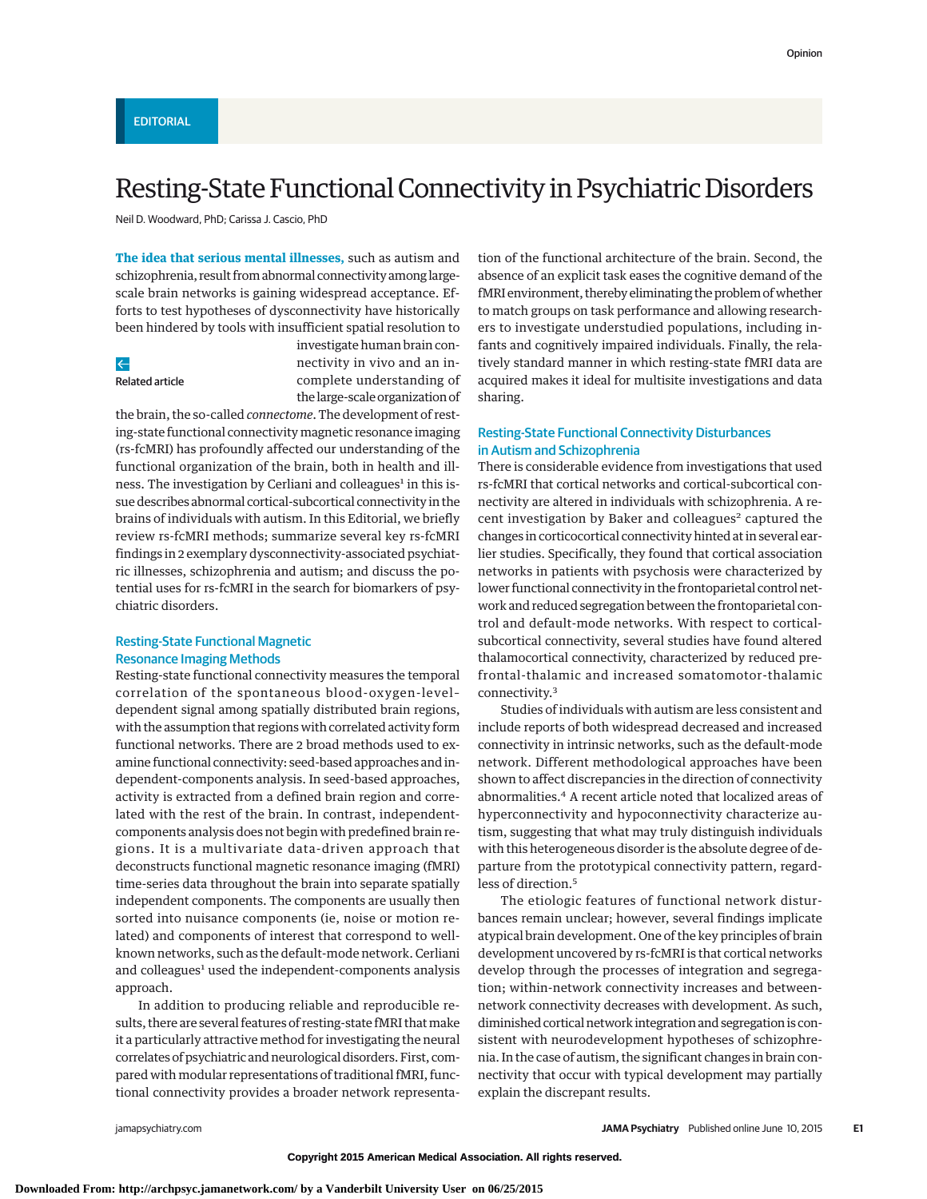EDITORIAL

# Resting-State Functional Connectivity in Psychiatric Disorders

Neil D. Woodward, PhD; Carissa J. Cascio, PhD

**The idea that serious mental illnesses,** such as autism and schizophrenia, result from abnormal connectivity among large-scale brain networks is gaining widespread acceptance. Efforts to test hypotheses of dysconnectivity have historically been hindered by tools with insufficient spatial resolution to investigate human brain connectivity in vivo and an incomplete understanding of the large-scale organization of the brain, the so-called *connectome*. The development of resting-state functional connectivity magnetic resonance imaging (rs-fcMRI) has profoundly affected our understanding of the functional organization of the brain, both in health and illness. The investigation by Cerliani and colleagues[1] in this issue describes abnormal cortical-subcortical connectivity in the brains of individuals with autism. In this Editorial, we briefly review rs-fcMRI methods; summarize several key rs-fcMRI findings in 2 exemplary dysconnectivity-associated psychiatric illnesses, schizophrenia and autism; and discuss the potential uses for rs-fcMRI in the search for biomarkers of psychiatric disorders.

Related article

## Resting-State Functional Magnetic Resonance Imaging Methods

Resting-state functional connectivity measures the temporal correlation of the spontaneous blood-oxygen-level-dependent signal among spatially distributed brain regions, with the assumption that regions with correlated activity form functional networks. There are 2 broad methods used to examine functional connectivity: seed-based approaches and independent-components analysis. In seed-based approaches, activity is extracted from a defined brain region and correlated with the rest of the brain. In contrast, independent-components analysis does not begin with predefined brain regions. It is a multivariate data-driven approach that deconstructs functional magnetic resonance imaging (fMRI) time-series data throughout the brain into separate spatially independent components. The components are usually then sorted into nuisance components (ie, noise or motion related) and components of interest that correspond to well-known networks, such as the default-mode network. Cerliani and colleagues[1] used the independent-components analysis approach.

In addition to producing reliable and reproducible results, there are several features of resting-state fMRI that make it a particularly attractive method for investigating the neural correlates of psychiatric and neurological disorders. First, compared with modular representations of traditional fMRI, functional connectivity provides a broader network representation of the functional architecture of the brain. Second, the absence of an explicit task eases the cognitive demand of the fMRI environment, thereby eliminating the problem of whether to match groups on task performance and allowing researchers to investigate understudied populations, including infants and cognitively impaired individuals. Finally, the relatively standard manner in which resting-state fMRI data are acquired makes it ideal for multisite investigations and data sharing.

## Resting-State Functional Connectivity Disturbances in Autism and Schizophrenia

There is considerable evidence from investigations that used rs-fcMRI that cortical networks and cortical-subcortical connectivity are altered in individuals with schizophrenia. A recent investigation by Baker and colleagues[2] captured the changes in corticocortical connectivity hinted at in several earlier studies. Specifically, they found that cortical association networks in patients with psychosis were characterized by lower functional connectivity in the frontoparietal control network and reduced segregation between the frontoparietal control and default-mode networks. With respect to cortical-subcortical connectivity, several studies have found altered thalamocortical connectivity, characterized by reduced prefrontal-thalamic and increased somatomotor-thalamic connectivity.[3]

Studies of individuals with autism are less consistent and include reports of both widespread decreased and increased connectivity in intrinsic networks, such as the default-mode network. Different methodological approaches have been shown to affect discrepancies in the direction of connectivity abnormalities.[4] A recent article noted that localized areas of hyperconnectivity and hypoconnectivity characterize autism, suggesting that what may truly distinguish individuals with this heterogeneous disorder is the absolute degree of departure from the prototypical connectivity pattern, regardless of direction.[5]

The etiologic features of functional network disturbances remain unclear; however, several findings implicate atypical brain development. One of the key principles of brain development uncovered by rs-fcMRI is that cortical networks develop through the processes of integration and segregation; within-network connectivity increases and between-network connectivity decreases with development. As such, diminished cortical network integration and segregation is consistent with neurodevelopment hypotheses of schizophrenia. In the case of autism, the significant changes in brain connectivity that occur with typical development may partially explain the discrepant results.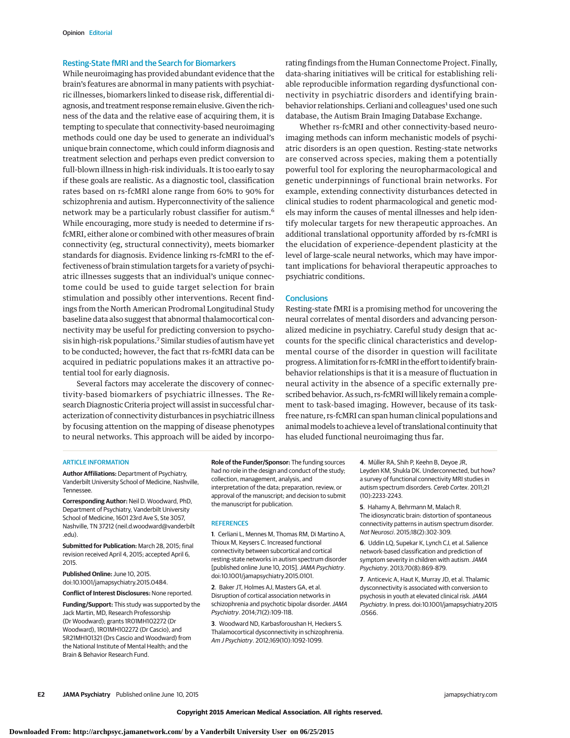## Resting-State fMRI and the Search for Biomarkers

While neuroimaging has provided abundant evidence that the brain's features are abnormal in many patients with psychiatric illnesses, biomarkers linked to disease risk, differential diagnosis, and treatment response remain elusive. Given the richness of the data and the relative ease of acquiring them, it is tempting to speculate that connectivity-based neuroimaging methods could one day be used to generate an individual's unique brain connectome, which could inform diagnosis and treatment selection and perhaps even predict conversion to full-blown illness in high-risk individuals. It is too early to say if these goals are realistic. As a diagnostic tool, classification rates based on rs-fcMRI alone range from 60% to 90% for schizophrenia and autism. Hyperconnectivity of the salience network may be a particularly robust classifier for autism.[6] While encouraging, more study is needed to determine if rs-fcMRI, either alone or combined with other measures of brain connectivity (eg, structural connectivity), meets biomarker standards for diagnosis. Evidence linking rs-fcMRI to the effectiveness of brain stimulation targets for a variety of psychiatric illnesses suggests that an individual's unique connectome could be used to guide target selection for brain stimulation and possibly other interventions. Recent findings from the North American Prodromal Longitudinal Study baseline data also suggest that abnormal thalamocortical connectivity may be useful for predicting conversion to psychosis in high-risk populations.[7] Similar studies of autism have yet to be conducted; however, the fact that rs-fcMRI data can be acquired in pediatric populations makes it an attractive potential tool for early diagnosis.

Several factors may accelerate the discovery of connectivity-based biomarkers of psychiatric illnesses. The Research Diagnostic Criteria project will assist in successful characterization of connectivity disturbances in psychiatric illness by focusing attention on the mapping of disease phenotypes to neural networks. This approach will be aided by incorporating findings from the Human Connectome Project. Finally, data-sharing initiatives will be critical for establishing reliable reproducible information regarding dysfunctional connectivity in psychiatric disorders and identifying brain-behavior relationships. Cerliani and colleagues[1] used one such database, the Autism Brain Imaging Database Exchange.

Whether rs-fcMRI and other connectivity-based neuroimaging methods can inform mechanistic models of psychiatric disorders is an open question. Resting-state networks are conserved across species, making them a potentially powerful tool for exploring the neuropharmacological and genetic underpinnings of functional brain networks. For example, extending connectivity disturbances detected in clinical studies to rodent pharmacological and genetic models may inform the causes of mental illnesses and help identify molecular targets for new therapeutic approaches. An additional translational opportunity afforded by rs-fcMRI is the elucidation of experience-dependent plasticity at the level of large-scale neural networks, which may have important implications for behavioral therapeutic approaches to psychiatric conditions.

## Conclusions

Resting-state fMRI is a promising method for uncovering the neural correlates of mental disorders and advancing personalized medicine in psychiatry. Careful study design that accounts for the specific clinical characteristics and developmental course of the disorder in question will facilitate progress. A limitation for rs-fcMRI in the effort to identify brain-behavior relationships is that it is a measure of fluctuation in neural activity in the absence of a specific externally prescribed behavior. As such, rs-fcMRI will likely remain a complement to task-based imaging. However, because of its task-free nature, rs-fcMRI can span human clinical populations and animal models to achieve a level of translational continuity that has eluded functional neuroimaging thus far.

### ARTICLE INFORMATION

**Author Affiliations:** Department of Psychiatry, Vanderbilt University School of Medicine, Nashville, Tennessee.

**Corresponding Author:** Neil D. Woodward, PhD, Department of Psychiatry, Vanderbilt University School of Medicine, 1601 23rd Ave S, Ste 3057, Nashville, TN 37212 (neil.d.woodward@vanderbilt.edu).

**Submitted for Publication:** March 28, 2015; final revision received April 4, 2015; accepted April 6, 2015.

**Published Online:** June 10, 2015. doi:10.1001/jamapsychiatry.2015.0484.

**Conflict of Interest Disclosures:** None reported.

**Funding/Support:** This study was supported by the Jack Martin, MD, Research Professorship (Dr Woodward); grants 1R01MH102272 (Dr Woodward), 1R01MH102272 (Dr Cascio), and 5R21MH101321 (Drs Cascio and Woodward) from the National Institute of Mental Health; and the Brain & Behavior Research Fund.

**Role of the Funder/Sponsor:** The funding sources had no role in the design and conduct of the study; collection, management, analysis, and interpretation of the data; preparation, review, or approval of the manuscript; and decision to submit the manuscript for publication.

### REFERENCES

1. Cerliani L, Mennes M, Thomas RM, Di Martino A, Thioux M, Keysers C. Increased functional connectivity between subcortical and cortical resting-state networks in autism spectrum disorder [published online June 10, 2015]. *JAMA Psychiatry*. doi:10.1001/jamapsychiatry.2015.0101.

2. Baker JT, Holmes AJ, Masters GA, et al. Disruption of cortical association networks in schizophrenia and psychotic bipolar disorder. *JAMA Psychiatry*. 2014;71(2):109-118.

3. Woodward ND, Karbasforoushan H, Heckers S. Thalamocortical dysconnectivity in schizophrenia. *Am J Psychiatry*. 2012;169(10):1092-1099.

4. Müller RA, Shih P, Keehn B, Deyoe JR, Leyden KM, Shukla DK. Underconnected, but how? a survey of functional connectivity MRI studies in autism spectrum disorders. *Cereb Cortex*. 2011;21(10):2233-2243.

5. Hahamy A, Behrmann M, Malach R. The idiosyncratic brain: distortion of spontaneous connectivity patterns in autism spectrum disorder. *Nat Neurosci*. 2015;18(2):302-309.

6. Uddin LQ, Supekar K, Lynch CJ, et al. Salience network-based classification and prediction of symptom severity in children with autism. *JAMA Psychiatry*. 2013;70(8):869-879.

7. Anticevic A, Haut K, Murray JD, et al. Thalamic dysconnectivity is associated with conversion to psychosis in youth at elevated clinical risk. *JAMA Psychiatry*. In press. doi:10.1001/jamapsychiatry.2015.0566.